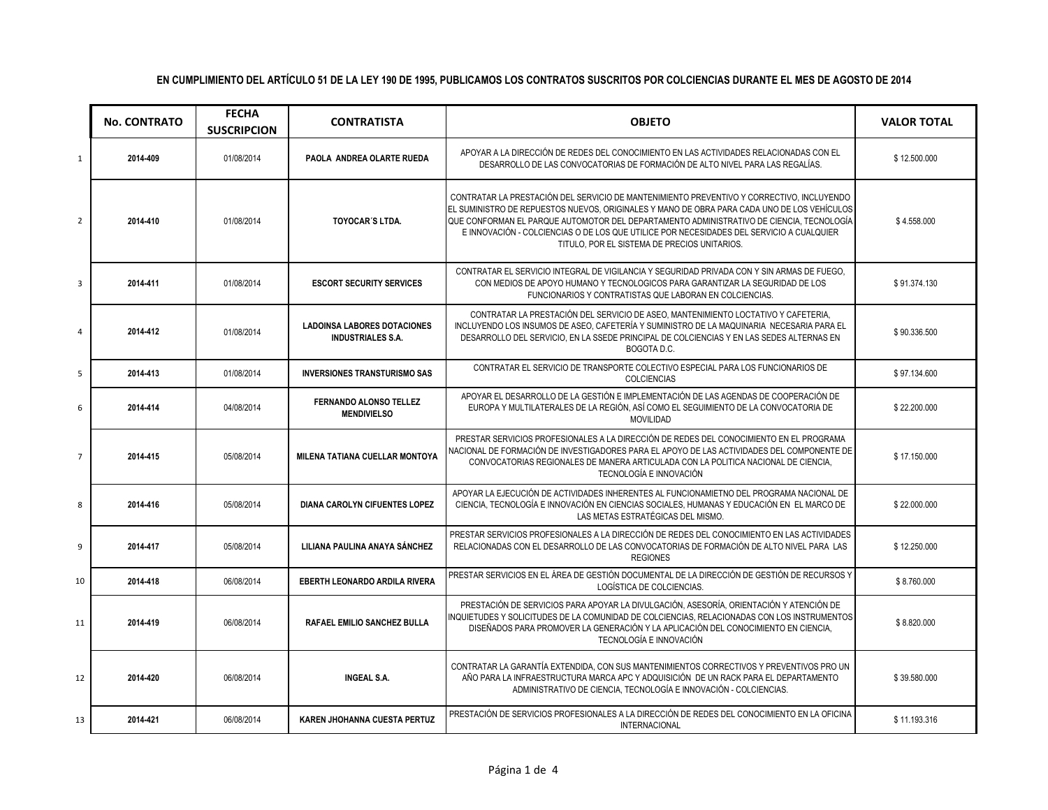**EN CUMPLIMIENTO DEL ARTÍCULO 51 DE LA LEY 190 DE 1995, PUBLICAMOS LOS CONTRATOS SUSCRITOS POR COLCIENCIAS DURANTE EL MES DE AGOSTO DE 2014**

| | No. CONTRATO | FECHA SUSCRIPCION | CONTRATISTA | OBJETO | VALOR TOTAL |
|---|---|---|---|---|---|
| 1 | 2014-409 | 01/08/2014 | PAOLA ANDREA OLARTE RUEDA | APOYAR A LA DIRECCIÓN DE REDES DEL CONOCIMIENTO EN LAS ACTIVIDADES RELACIONADAS CON EL DESARROLLO DE LAS CONVOCATORIAS DE FORMACIÓN DE ALTO NIVEL PARA LAS REGALÍAS. | $ 12.500.000 |
| 2 | 2014-410 | 01/08/2014 | TOYOCAR´S LTDA. | CONTRATAR LA PRESTACIÓN DEL SERVICIO DE MANTENIMIENTO PREVENTIVO Y CORRECTIVO, INCLUYENDO EL SUMINISTRO DE REPUESTOS NUEVOS, ORIGINALES Y MANO DE OBRA PARA CADA UNO DE LOS VEHÍCULOS QUE CONFORMAN EL PARQUE AUTOMOTOR DEL DEPARTAMENTO ADMINISTRATIVO DE CIENCIA, TECNOLOGÍA E INNOVACIÓN - COLCIENCIAS O DE LOS QUE UTILICE POR NECESIDADES DEL SERVICIO A CUALQUIER TITULO, POR EL SISTEMA DE PRECIOS UNITARIOS. | $ 4.558.000 |
| 3 | 2014-411 | 01/08/2014 | ESCORT SECURITY SERVICES | CONTRATAR EL SERVICIO INTEGRAL DE VIGILANCIA Y SEGURIDAD PRIVADA CON Y SIN ARMAS DE FUEGO, CON MEDIOS DE APOYO HUMANO Y TECNOLOGICOS PARA GARANTIZAR LA SEGURIDAD DE LOS FUNCIONARIOS Y CONTRATISTAS QUE LABORAN EN COLCIENCIAS. | $ 91.374.130 |
| 4 | 2014-412 | 01/08/2014 | LADOINSA LABORES DOTACIONES INDUSTRIALES S.A. | CONTRATAR LA PRESTACIÓN DEL SERVICIO DE ASEO, MANTENIMIENTO LOCTATIVO Y CAFETERIA, INCLUYENDO LOS INSUMOS DE ASEO, CAFETERÍA Y SUMINISTRO DE LA MAQUINARIA NECESARIA PARA EL DESARROLLO DEL SERVICIO, EN LA SSEDE PRINCIPAL DE COLCIENCIAS Y EN LAS SEDES ALTERNAS EN BOGOTA D.C. | $ 90.336.500 |
| 5 | 2014-413 | 01/08/2014 | INVERSIONES TRANSTURISMO SAS | CONTRATAR EL SERVICIO DE TRANSPORTE COLECTIVO ESPECIAL PARA LOS FUNCIONARIOS DE COLCIENCIAS | $ 97.134.600 |
| 6 | 2014-414 | 04/08/2014 | FERNANDO ALONSO TELLEZ MENDIVIELSO | APOYAR EL DESARROLLO DE LA GESTIÓN E IMPLEMENTACIÓN DE LAS AGENDAS DE COOPERACIÓN DE EUROPA Y MULTILATERALES DE LA REGIÓN, ASÍ COMO EL SEGUIMIENTO DE LA CONVOCATORIA DE MOVILIDAD | $ 22.200.000 |
| 7 | 2014-415 | 05/08/2014 | MILENA TATIANA CUELLAR MONTOYA | PRESTAR SERVICIOS PROFESIONALES A LA DIRECCIÓN DE REDES DEL CONOCIMIENTO EN EL PROGRAMA NACIONAL DE FORMACIÓN DE INVESTIGADORES PARA EL APOYO DE LAS ACTIVIDADES DEL COMPONENTE DE CONVOCATORIAS REGIONALES DE MANERA ARTICULADA CON LA POLITICA NACIONAL DE CIENCIA, TECNOLOGÍA E INNOVACIÓN | $ 17.150.000 |
| 8 | 2014-416 | 05/08/2014 | DIANA CAROLYN CIFUENTES LOPEZ | APOYAR LA EJECUCIÓN DE ACTIVIDADES INHERENTES AL FUNCIONAMIETNO DEL PROGRAMA NACIONAL DE CIENCIA, TECNOLOGÍA E INNOVACIÓN EN CIENCIAS SOCIALES, HUMANAS Y EDUCACIÓN EN EL MARCO DE LAS METAS ESTRATÉGICAS DEL MISMO. | $ 22.000.000 |
| 9 | 2014-417 | 05/08/2014 | LILIANA PAULINA ANAYA SÁNCHEZ | PRESTAR SERVICIOS PROFESIONALES A LA DIRECCIÓN DE REDES DEL CONOCIMIENTO EN LAS ACTIVIDADES RELACIONADAS CON EL DESARROLLO DE LAS CONVOCATORIAS DE FORMACIÓN DE ALTO NIVEL PARA LAS REGIONES | $ 12.250.000 |
| 10 | 2014-418 | 06/08/2014 | EBERTH LEONARDO ARDILA RIVERA | PRESTAR SERVICIOS EN EL ÁREA DE GESTIÓN DOCUMENTAL DE LA DIRECCIÓN DE GESTIÓN DE RECURSOS Y LOGÍSTICA DE COLCIENCIAS. | $ 8.760.000 |
| 11 | 2014-419 | 06/08/2014 | RAFAEL EMILIO SANCHEZ BULLA | PRESTACIÓN DE SERVICIOS PARA APOYAR LA DIVULGACIÓN, ASESORÍA, ORIENTACIÓN Y ATENCIÓN DE INQUIETUDES Y SOLICITUDES DE LA COMUNIDAD DE COLCIENCIAS, RELACIONADAS CON LOS INSTRUMENTOS DISEÑADOS PARA PROMOVER LA GENERACIÓN Y LA APLICACIÓN DEL CONOCIMIENTO EN CIENCIA, TECNOLOGÍA E INNOVACIÓN | $ 8.820.000 |
| 12 | 2014-420 | 06/08/2014 | INGEAL S.A. | CONTRATAR LA GARANTÍA EXTENDIDA, CON SUS MANTENIMIENTOS CORRECTIVOS Y PREVENTIVOS PRO UN AÑO PARA LA INFRAESTRUCTURA MARCA APC Y ADQUISICIÓN DE UN RACK PARA EL DEPARTAMENTO ADMINISTRATIVO DE CIENCIA, TECNOLOGÍA E INNOVACIÓN - COLCIENCIAS. | $ 39.580.000 |
| 13 | 2014-421 | 06/08/2014 | KAREN JHOHANNA CUESTA PERTUZ | PRESTACIÓN DE SERVICIOS PROFESIONALES A LA DIRECCIÓN DE REDES DEL CONOCIMIENTO EN LA OFICINA INTERNACIONAL | $ 11.193.316 |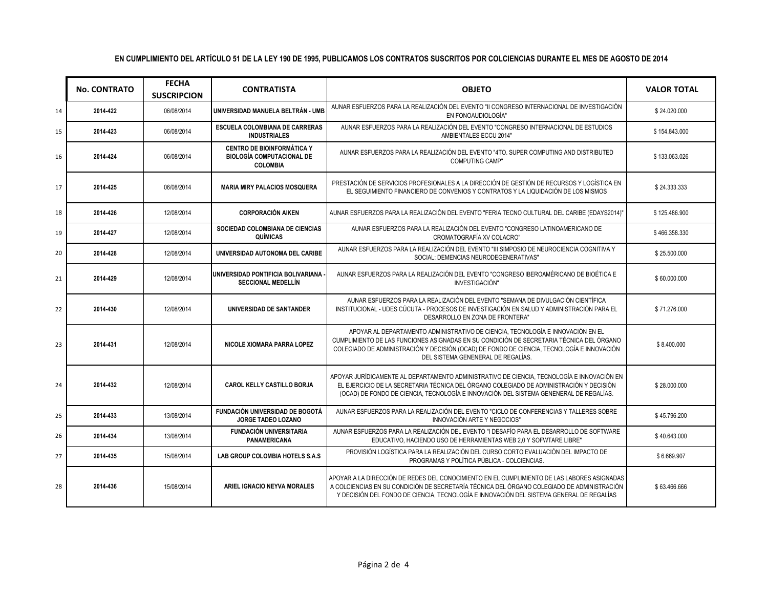**EN CUMPLIMIENTO DEL ARTÍCULO 51 DE LA LEY 190 DE 1995, PUBLICAMOS LOS CONTRATOS SUSCRITOS POR COLCIENCIAS DURANTE EL MES DE AGOSTO DE 2014**

| | No. CONTRATO | FECHA SUSCRIPCION | CONTRATISTA | OBJETO | VALOR TOTAL |
|---|---|---|---|---|---|
| 14 | 2014-422 | 06/08/2014 | UNIVERSIDAD MANUELA BELTRÁN - UMB | AUNAR ESFUERZOS PARA LA REALIZACIÓN DEL EVENTO "II CONGRESO INTERNACIONAL DE INVESTIGACIÓN EN FONOAUDIOLOGÍA" | $ 24.020.000 |
| 15 | 2014-423 | 06/08/2014 | ESCUELA COLOMBIANA DE CARRERAS INDUSTRIALES | AUNAR ESFUERZOS PARA LA REALIZACIÓN DEL EVENTO "CONGRESO INTERNACIONAL DE ESTUDIOS AMBIENTALES ECCU 2014" | $ 154.843.000 |
| 16 | 2014-424 | 06/08/2014 | CENTRO DE BIOINFORMÁTICA Y BIOLOGÍA COMPUTACIONAL DE COLOMBIA | AUNAR ESFUERZOS PARA LA REALIZACIÓN DEL EVENTO "4TO. SUPER COMPUTING AND DISTRIBUTED COMPUTING CAMP" | $ 133.063.026 |
| 17 | 2014-425 | 06/08/2014 | MARIA MIRY PALACIOS MOSQUERA | PRESTACIÓN DE SERVICIOS PROFESIONALES A LA DIRECCIÓN DE GESTIÓN DE RECURSOS Y LOGÍSTICA EN EL SEGUIMIENTO FINANCIERO DE CONVENIOS Y CONTRATOS Y LA LIQUIDACIÓN DE LOS MISMOS | $ 24.333.333 |
| 18 | 2014-426 | 12/08/2014 | CORPORACIÓN AIKEN | AUNAR ESFUERZOS PARA LA REALIZACIÓN DEL EVENTO "FERIA TECNO CULTURAL DEL CARIBE (EDAYS2014)" | $ 125.486.900 |
| 19 | 2014-427 | 12/08/2014 | SOCIEDAD COLOMBIANA DE CIENCIAS QUÍMICAS | AUNAR ESFUERZOS PARA LA REALIZACIÓN DEL EVENTO "CONGRESO LATINOAMERICANO DE CROMATOGRAFÍA XV COLACRO" | $ 466.358.330 |
| 20 | 2014-428 | 12/08/2014 | UNIVERSIDAD AUTONOMA DEL CARIBE | AUNAR ESFUERZOS PARA LA REALIZACIÓN DEL EVENTO "III SIMPOSIO DE NEUROCIENCIA COGNITIVA Y SOCIAL: DEMENCIAS NEURODEGENERATIVAS" | $ 25.500.000 |
| 21 | 2014-429 | 12/08/2014 | UNIVERSIDAD PONTIFICIA BOLIVARIANA - SECCIONAL MEDELLÍN | AUNAR ESFUERZOS PARA LA REALIZACIÓN DEL EVENTO "CONGRESO IBEROAMÉRICANO DE BIOÉTICA E INVESTIGACIÓN" | $ 60.000.000 |
| 22 | 2014-430 | 12/08/2014 | UNIVERSIDAD DE SANTANDER | AUNAR ESFUERZOS PARA LA REALIZACIÓN DEL EVENTO "SEMANA DE DIVULGACIÓN CIENTÍFICA INSTITUCIONAL - UDES CÚCUTA - PROCESOS DE INVESTIGACIÓN EN SALUD Y ADMINISTRACIÓN PARA EL DESARROLLO EN ZONA DE FRONTERA" | $ 71.276.000 |
| 23 | 2014-431 | 12/08/2014 | NICOLE XIOMARA PARRA LOPEZ | APOYAR AL DEPARTAMENTO ADMINISTRATIVO DE CIENCIA, TECNOLOGÍA E INNOVACIÓN EN EL CUMPLIMIENTO DE LAS FUNCIONES ASIGNADAS EN SU CONDICIÓN DE SECRETARIA TÉCNICA DEL ÓRGANO COLEGIADO DE ADMINISTRACIÓN Y DECISIÓN (OCAD) DE FONDO DE CIENCIA, TECNOLOGÍA E INNOVACIÓN DEL SISTEMA GENENERAL DE REGALÍAS. | $ 8.400.000 |
| 24 | 2014-432 | 12/08/2014 | CAROL KELLY CASTILLO BORJA | APOYAR JURÍDICAMENTE AL DEPARTAMENTO ADMINISTRATIVO DE CIENCIA, TECNOLOGÍA E INNOVACIÓN EN EL EJERCICIO DE LA SECRETARIA TÉCNICA DEL ÓRGANO COLEGIADO DE ADMINISTRACIÓN Y DECISIÓN (OCAD) DE FONDO DE CIENCIA, TECNOLOGÍA E INNOVACIÓN DEL SISTEMA GENENERAL DE REGALÍAS. | $ 28.000.000 |
| 25 | 2014-433 | 13/08/2014 | FUNDACIÓN UNIVERSIDAD DE BOGOTÁ JORGE TADEO LOZANO | AUNAR ESFUERZOS PARA LA REALIZACIÓN DEL EVENTO "CICLO DE CONFERENCIAS Y TALLERES SOBRE INNOVACIÓN ARTE Y NEGOCIOS" | $ 45.796.200 |
| 26 | 2014-434 | 13/08/2014 | FUNDACIÓN UNIVERSITARIA PANAMERICANA | AUNAR ESFUERZOS PARA LA REALIZACIÓN DEL EVENTO "I DESAFÍO PARA EL DESARROLLO DE SOFTWARE EDUCATIVO, HACIENDO USO DE HERRAMIENTAS WEB 2,0 Y SOFWTARE LIBRE" | $ 40.643.000 |
| 27 | 2014-435 | 15/08/2014 | LAB GROUP COLOMBIA HOTELS S.A.S | PROVISIÓN LOGÍSTICA PARA LA REALIZACIÓN DEL CURSO CORTO EVALUACIÓN DEL IMPACTO DE PROGRAMAS Y POLÍTICA PÚBLICA - COLCIENCIAS. | $ 6.669.907 |
| 28 | 2014-436 | 15/08/2014 | ARIEL IGNACIO NEYVA MORALES | APOYAR A LA DIRECCIÓN DE REDES DEL CONOCIMIENTO EN EL CUMPLIMIENTO DE LAS LABORES ASIGNADAS A COLCIENCIAS EN SU CONDICIÓN DE SECRETARÍA TÉCNICA DEL ÓRGANO COLEGIADO DE ADMINISTRACIÓN Y DECISIÓN DEL FONDO DE CIENCIA, TECNOLOGÍA E INNOVACIÓN DEL SISTEMA GENERAL DE REGALÍAS | $ 63.466.666 |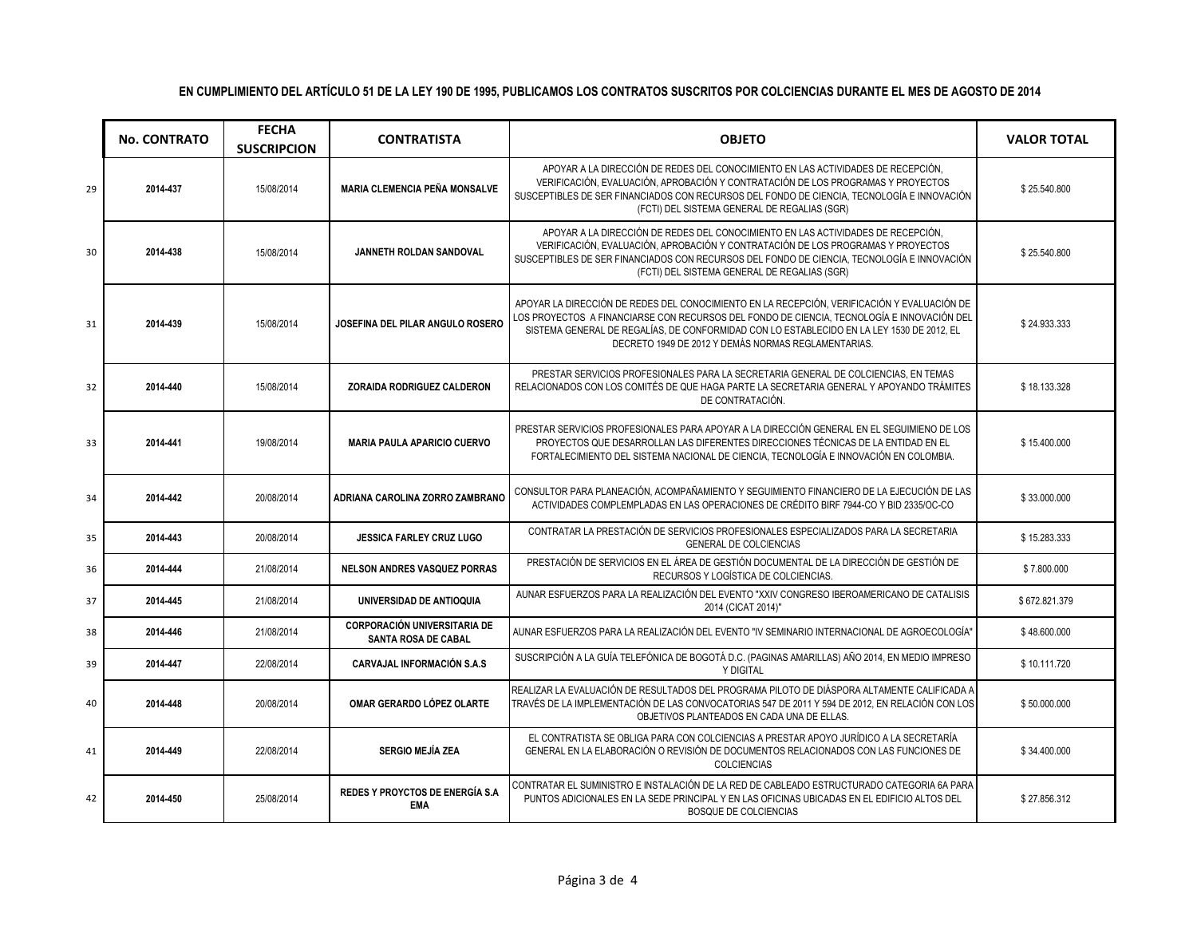**EN CUMPLIMIENTO DEL ARTÍCULO 51 DE LA LEY 190 DE 1995, PUBLICAMOS LOS CONTRATOS SUSCRITOS POR COLCIENCIAS DURANTE EL MES DE AGOSTO DE 2014**

| | No. CONTRATO | FECHA SUSCRIPCION | CONTRATISTA | OBJETO | VALOR TOTAL |
|---|---|---|---|---|---|
| 29 | 2014-437 | 15/08/2014 | MARIA CLEMENCIA PEÑA MONSALVE | APOYAR A LA DIRECCIÓN DE REDES DEL CONOCIMIENTO EN LAS ACTIVIDADES DE RECEPCIÓN, VERIFICACIÓN, EVALUACIÓN, APROBACIÓN Y CONTRATACIÓN DE LOS PROGRAMAS Y PROYECTOS SUSCEPTIBLES DE SER FINANCIADOS CON RECURSOS DEL FONDO DE CIENCIA, TECNOLOGÍA E INNOVACIÓN (FCTI) DEL SISTEMA GENERAL DE REGALIAS (SGR) | $ 25.540.800 |
| 30 | 2014-438 | 15/08/2014 | JANNETH ROLDAN SANDOVAL | APOYAR A LA DIRECCIÓN DE REDES DEL CONOCIMIENTO EN LAS ACTIVIDADES DE RECEPCIÓN, VERIFICACIÓN, EVALUACIÓN, APROBACIÓN Y CONTRATACIÓN DE LOS PROGRAMAS Y PROYECTOS SUSCEPTIBLES DE SER FINANCIADOS CON RECURSOS DEL FONDO DE CIENCIA, TECNOLOGÍA E INNOVACIÓN (FCTI) DEL SISTEMA GENERAL DE REGALIAS (SGR) | $ 25.540.800 |
| 31 | 2014-439 | 15/08/2014 | JOSEFINA DEL PILAR ANGULO ROSERO | APOYAR LA DIRECCIÓN DE REDES DEL CONOCIMIENTO EN LA RECEPCIÓN, VERIFICACIÓN Y EVALUACIÓN DE LOS PROYECTOS A FINANCIARSE CON RECURSOS DEL FONDO DE CIENCIA, TECNOLOGÍA E INNOVACIÓN DEL SISTEMA GENERAL DE REGALÍAS, DE CONFORMIDAD CON LO ESTABLECIDO EN LA LEY 1530 DE 2012, EL DECRETO 1949 DE 2012 Y DEMÁS NORMAS REGLAMENTARIAS. | $ 24.933.333 |
| 32 | 2014-440 | 15/08/2014 | ZORAIDA RODRIGUEZ CALDERON | PRESTAR SERVICIOS PROFESIONALES PARA LA SECRETARIA GENERAL DE COLCIENCIAS, EN TEMAS RELACIONADOS CON LOS COMITÉS DE QUE HAGA PARTE LA SECRETARIA GENERAL Y APOYANDO TRÁMITES DE CONTRATACIÓN. | $ 18.133.328 |
| 33 | 2014-441 | 19/08/2014 | MARIA PAULA APARICIO CUERVO | PRESTAR SERVICIOS PROFESIONALES PARA APOYAR A LA DIRECCIÓN GENERAL EN EL SEGUIMIENO DE LOS PROYECTOS QUE DESARROLLAN LAS DIFERENTES DIRECCIONES TÉCNICAS DE LA ENTIDAD EN EL FORTALECIMIENTO DEL SISTEMA NACIONAL DE CIENCIA, TECNOLOGÍA E INNOVACIÓN EN COLOMBIA. | $ 15.400.000 |
| 34 | 2014-442 | 20/08/2014 | ADRIANA CAROLINA ZORRO ZAMBRANO | CONSULTOR PARA PLANEACIÓN, ACOMPAÑAMIENTO Y SEGUIMIENTO FINANCIERO DE LA EJECUCIÓN DE LAS ACTIVIDADES COMPLEMPLADAS EN LAS OPERACIONES DE CRÉDITO BIRF 7944-CO Y BID 2335/OC-CO | $ 33.000.000 |
| 35 | 2014-443 | 20/08/2014 | JESSICA FARLEY CRUZ LUGO | CONTRATAR LA PRESTACIÓN DE SERVICIOS PROFESIONALES ESPECIALIZADOS PARA LA SECRETARIA GENERAL DE COLCIENCIAS | $ 15.283.333 |
| 36 | 2014-444 | 21/08/2014 | NELSON ANDRES VASQUEZ PORRAS | PRESTACIÓN DE SERVICIOS EN EL ÁREA DE GESTIÓN DOCUMENTAL DE LA DIRECCIÓN DE GESTIÓN DE RECURSOS Y LOGÍSTICA DE COLCIENCIAS. | $ 7.800.000 |
| 37 | 2014-445 | 21/08/2014 | UNIVERSIDAD DE ANTIOQUIA | AUNAR ESFUERZOS PARA LA REALIZACIÓN DEL EVENTO "XXIV CONGRESO IBEROAMERICANO DE CATALISIS 2014 (CICAT 2014)" | $ 672.821.379 |
| 38 | 2014-446 | 21/08/2014 | CORPORACIÓN UNIVERSITARIA DE SANTA ROSA DE CABAL | AUNAR ESFUERZOS PARA LA REALIZACIÓN DEL EVENTO "IV SEMINARIO INTERNACIONAL DE AGROECOLOGÍA" | $ 48.600.000 |
| 39 | 2014-447 | 22/08/2014 | CARVAJAL INFORMACIÓN S.A.S | SUSCRIPCIÓN A LA GUÍA TELEFÓNICA DE BOGOTÁ D.C. (PAGINAS AMARILLAS) AÑO 2014, EN MEDIO IMPRESO Y DIGITAL | $ 10.111.720 |
| 40 | 2014-448 | 20/08/2014 | OMAR GERARDO LÓPEZ OLARTE | REALIZAR LA EVALUACIÓN DE RESULTADOS DEL PROGRAMA PILOTO DE DIÁSPORA ALTAMENTE CALIFICADA A TRAVÉS DE LA IMPLEMENTACIÓN DE LAS CONVOCATORIAS 547 DE 2011 Y 594 DE 2012, EN RELACIÓN CON LOS OBJETIVOS PLANTEADOS EN CADA UNA DE ELLAS. | $ 50.000.000 |
| 41 | 2014-449 | 22/08/2014 | SERGIO MEJÍA ZEA | EL CONTRATISTA SE OBLIGA PARA CON COLCIENCIAS A PRESTAR APOYO JURÍDICO A LA SECRETARÍA GENERAL EN LA ELABORACIÓN O REVISIÓN DE DOCUMENTOS RELACIONADOS CON LAS FUNCIONES DE COLCIENCIAS | $ 34.400.000 |
| 42 | 2014-450 | 25/08/2014 | REDES Y PROYCTOS DE ENERGÍA S.A EMA | CONTRATAR EL SUMINISTRO E INSTALACIÓN DE LA RED DE CABLEADO ESTRUCTURADO CATEGORIA 6A PARA PUNTOS ADICIONALES EN LA SEDE PRINCIPAL Y EN LAS OFICINAS UBICADAS EN EL EDIFICIO ALTOS DEL BOSQUE DE COLCIENCIAS | $ 27.856.312 |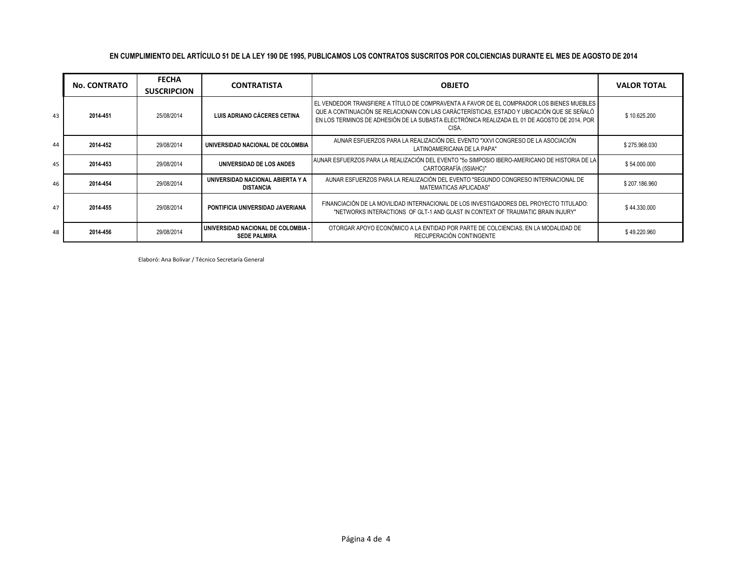**EN CUMPLIMIENTO DEL ARTÍCULO 51 DE LA LEY 190 DE 1995, PUBLICAMOS LOS CONTRATOS SUSCRITOS POR COLCIENCIAS DURANTE EL MES DE AGOSTO DE 2014**

| | No. CONTRATO | FECHA SUSCRIPCION | CONTRATISTA | OBJETO | VALOR TOTAL |
|---|---|---|---|---|---|
| 43 | **2014-451** | 25/08/2014 | **LUIS ADRIANO CÁCERES CETINA** | EL VENDEDOR TRANSFIERE A TÍTULO DE COMPRAVENTA A FAVOR DE EL COMPRADOR LOS BIENES MUEBLES QUE A CONTINUACIÓN SE RELACIONAN CON LAS CARÁCTERÍSTICAS, ESTADO Y UBICACIÓN QUE SE SEÑALÓ EN LOS TERMINOS DE ADHESIÓN DE LA SUBASTA ELECTRÓNICA REALIZADA EL 01 DE AGOSTO DE 2014, POR CISA. | $ 10.625.200 |
| 44 | **2014-452** | 29/08/2014 | **UNIVERSIDAD NACIONAL DE COLOMBIA** | AUNAR ESFUERZOS PARA LA REALIZACIÓN DEL EVENTO "XXVI CONGRESO DE LA ASOCIACIÓN LATINOAMERICANA DE LA PAPA" | $ 275.968.030 |
| 45 | **2014-453** | 29/08/2014 | **UNIVERSIDAD DE LOS ANDES** | AUNAR ESFUERZOS PARA LA REALIZACIÓN DEL EVENTO "5o SIMPOSIO IBERO-AMERICANO DE HISTORIA DE LA CARTOGRAFÍA (5SIAHC)" | $ 54.000.000 |
| 46 | **2014-454** | 29/08/2014 | **UNIVERSIDAD NACIONAL ABIERTA Y A DISTANCIA** | AUNAR ESFUERZOS PARA LA REALIZACIÓN DEL EVENTO "SEGUNDO CONGRESO INTERNACIONAL DE MATEMATICAS APLICADAS" | $ 207.186.960 |
| 47 | **2014-455** | 29/08/2014 | **PONTIFICIA UNIVERSIDAD JAVERIANA** | FINANCIACIÓN DE LA MOVILIDAD INTERNACIONAL DE LOS INVESTIGADORES DEL PROYECTO TITULADO: "NETWORKS INTERACTIONS OF GLT-1 AND GLAST IN CONTEXT OF TRAUMATIC BRAIN INJURY" | $ 44.330.000 |
| 48 | **2014-456** | 29/08/2014 | **UNIVERSIDAD NACIONAL DE COLOMBIA - SEDE PALMIRA** | OTORGAR APOYO ECONÓMICO A LA ENTIDAD POR PARTE DE COLCIENCIAS, EN LA MODALIDAD DE RECUPERACIÓN CONTINGENTE | $ 49.220.960 |

Elaboró: Ana Bolívar / Técnico Secretaría General